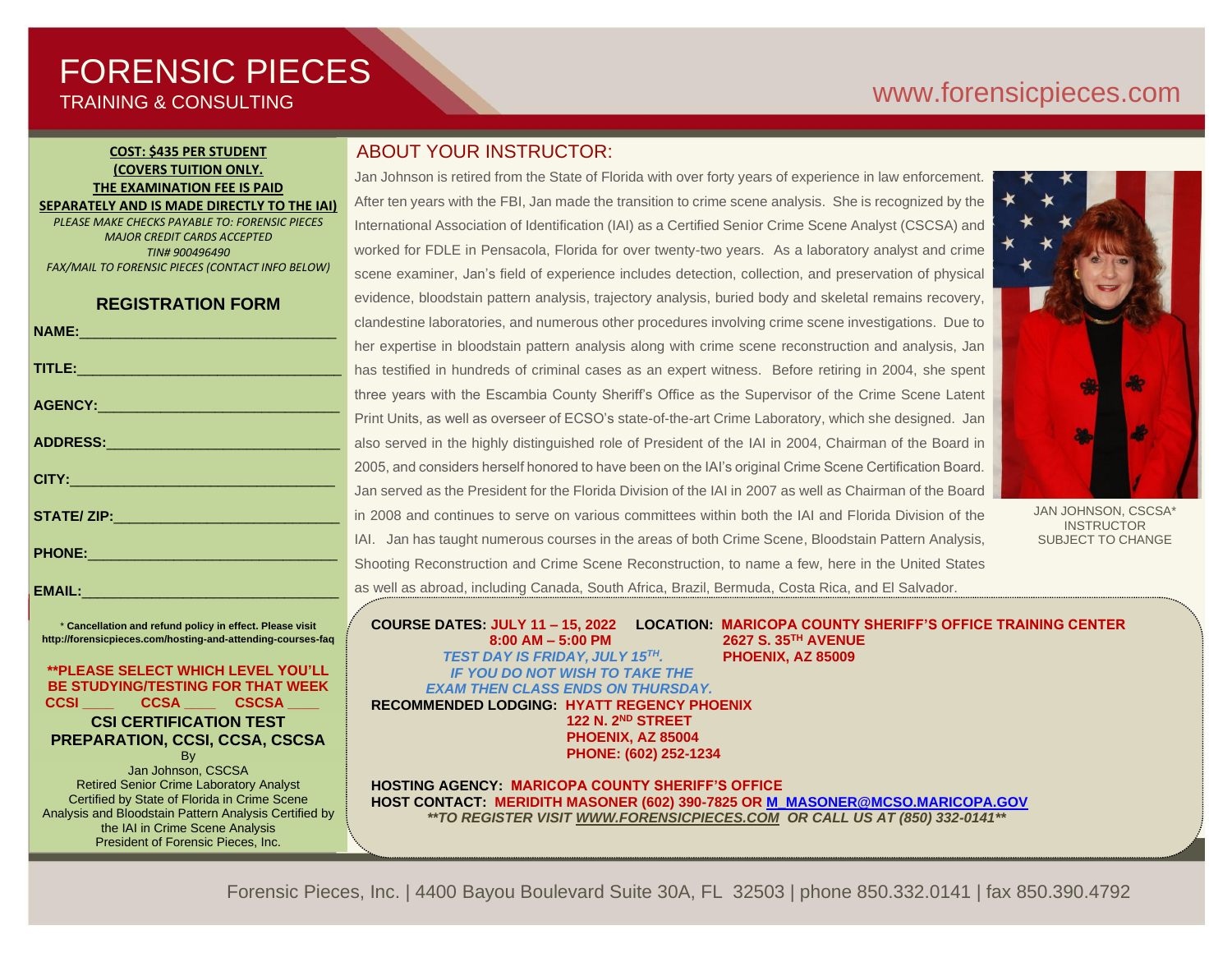# FORENSIC PIECES

TRAINING & CONSULTING

www.forensicpieces.com

**COST: $435 PER STUDENT**
**(COVERS TUITION ONLY. THE EXAMINATION FEE IS PAID SEPARATELY AND IS MADE DIRECTLY TO THE IAI)**

*PLEASE MAKE CHECKS PAYABLE TO: FORENSIC PIECES*
*MAJOR CREDIT CARDS ACCEPTED*
*TIN# 900496490*
*FAX/MAIL TO FORENSIC PIECES (CONTACT INFO BELOW)*

## REGISTRATION FORM

**NAME:**________________________________

**TITLE:**________________________________

**AGENCY:**________________________________

**ADDRESS:**________________________________

**CITY:**________________________________

**STATE/ ZIP:**________________________________

**PHONE:**________________________________

**EMAIL:**________________________________

\* **Cancellation and refund policy in effect. Please visit http://forensicpieces.com/hosting-and-attending-courses-faq**

**\*\*PLEASE SELECT WHICH LEVEL YOU'LL BE STUDYING/TESTING FOR THAT WEEK**
**CCSI ____ CCSA ____ CSCSA ____**

### CSI CERTIFICATION TEST PREPARATION, CCSI, CCSA, CSCSA

By
Jan Johnson, CSCSA
Retired Senior Crime Laboratory Analyst
Certified by State of Florida in Crime Scene Analysis and Bloodstain Pattern Analysis Certified by the IAI in Crime Scene Analysis
President of Forensic Pieces, Inc.

## ABOUT YOUR INSTRUCTOR:

Jan Johnson is retired from the State of Florida with over forty years of experience in law enforcement. After ten years with the FBI, Jan made the transition to crime scene analysis. She is recognized by the International Association of Identification (IAI) as a Certified Senior Crime Scene Analyst (CSCSA) and worked for FDLE in Pensacola, Florida for over twenty-two years. As a laboratory analyst and crime scene examiner, Jan's field of experience includes detection, collection, and preservation of physical evidence, bloodstain pattern analysis, trajectory analysis, buried body and skeletal remains recovery, clandestine laboratories, and numerous other procedures involving crime scene investigations. Due to her expertise in bloodstain pattern analysis along with crime scene reconstruction and analysis, Jan has testified in hundreds of criminal cases as an expert witness. Before retiring in 2004, she spent three years with the Escambia County Sheriff's Office as the Supervisor of the Crime Scene Latent Print Units, as well as overseer of ECSO's state-of-the-art Crime Laboratory, which she designed. Jan also served in the highly distinguished role of President of the IAI in 2004, Chairman of the Board in 2005, and considers herself honored to have been on the IAI's original Crime Scene Certification Board. Jan served as the President for the Florida Division of the IAI in 2007 as well as Chairman of the Board in 2008 and continues to serve on various committees within both the IAI and Florida Division of the IAI. Jan has taught numerous courses in the areas of both Crime Scene, Bloodstain Pattern Analysis, Shooting Reconstruction and Crime Scene Reconstruction, to name a few, here in the United States as well as abroad, including Canada, South Africa, Brazil, Bermuda, Costa Rica, and El Salvador.

JAN JOHNSON, CSCSA*
INSTRUCTOR
SUBJECT TO CHANGE

**COURSE DATES: JULY 11 – 15, 2022**
**8:00 AM – 5:00 PM**
***TEST DAY IS FRIDAY, JULY 15TH.***
***IF YOU DO NOT WISH TO TAKE THE EXAM THEN CLASS ENDS ON THURSDAY.***

**LOCATION: MARICOPA COUNTY SHERIFF'S OFFICE TRAINING CENTER**
**2627 S. 35TH AVENUE**
**PHOENIX, AZ 85009**

**RECOMMENDED LODGING: HYATT REGENCY PHOENIX**
**122 N. 2ND STREET**
**PHOENIX, AZ 85004**
**PHONE: (602) 252-1234**

**HOSTING AGENCY: MARICOPA COUNTY SHERIFF'S OFFICE**
**HOST CONTACT: MERIDITH MASONER (602) 390-7825 OR M_MASONER@MCSO.MARICOPA.GOV**
***\*\*TO REGISTER VISIT WWW.FORENSICPIECES.COM OR CALL US AT (850) 332-0141\*\****

Forensic Pieces, Inc. | 4400 Bayou Boulevard Suite 30A, FL 32503 | phone 850.332.0141 | fax 850.390.4792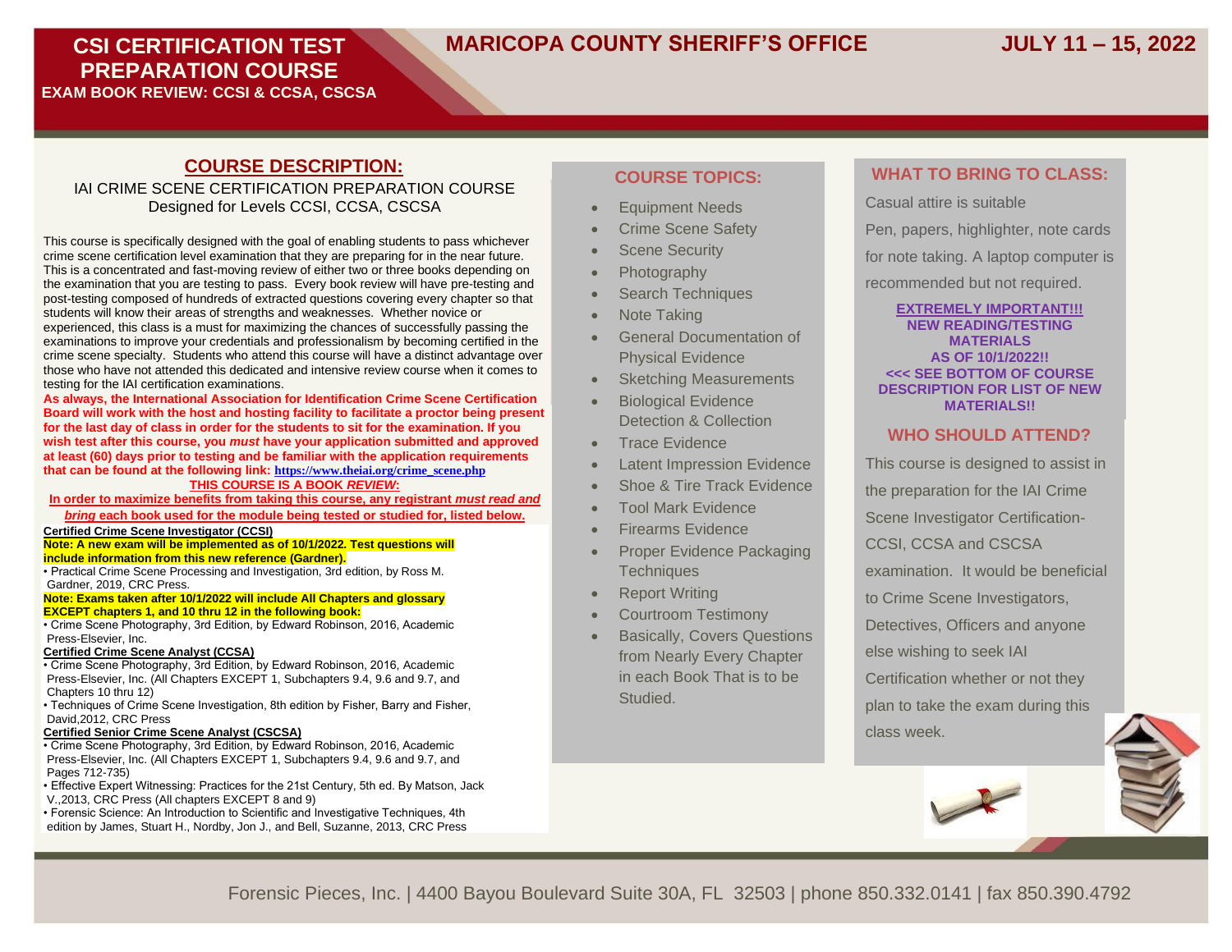# CSI CERTIFICATION TEST PREPARATION COURSE

**EXAM BOOK REVIEW: CCSI & CCSA, CSCSA**

**MARICOPA COUNTY SHERIFF'S OFFICE**

**JULY 11 – 15, 2022**

## COURSE DESCRIPTION:

IAI CRIME SCENE CERTIFICATION PREPARATION COURSE
Designed for Levels CCSI, CCSA, CSCSA

This course is specifically designed with the goal of enabling students to pass whichever crime scene certification level examination that they are preparing for in the near future. This is a concentrated and fast-moving review of either two or three books depending on the examination that you are testing to pass. Every book review will have pre-testing and post-testing composed of hundreds of extracted questions covering every chapter so that students will know their areas of strengths and weaknesses. Whether novice or experienced, this class is a must for maximizing the chances of successfully passing the examinations to improve your credentials and professionalism by becoming certified in the crime scene specialty. Students who attend this course will have a distinct advantage over those who have not attended this dedicated and intensive review course when it comes to testing for the IAI certification examinations.

**As always, the International Association for Identification Crime Scene Certification Board will work with the host and hosting facility to facilitate a proctor being present for the last day of class in order for the students to sit for the examination. If you wish test after this course, you *must* have your application submitted and approved at least (60) days prior to testing and be familiar with the application requirements that can be found at the following link: https://www.theiai.org/crime_scene.php**

**THIS COURSE IS A BOOK *REVIEW*:**

**In order to maximize benefits from taking this course, any registrant *must read and bring* each book used for the module being tested or studied for, listed below.**

**Certified Crime Scene Investigator (CCSI)**

**Note: A new exam will be implemented as of 10/1/2022. Test questions will include information from this new reference (Gardner).**

- Practical Crime Scene Processing and Investigation, 3rd edition, by Ross M. Gardner, 2019, CRC Press.

**Note: Exams taken after 10/1/2022 will include All Chapters and glossary EXCEPT chapters 1, and 10 thru 12 in the following book:**

- Crime Scene Photography, 3rd Edition, by Edward Robinson, 2016, Academic Press-Elsevier, Inc.

**Certified Crime Scene Analyst (CCSA)**

- Crime Scene Photography, 3rd Edition, by Edward Robinson, 2016, Academic Press-Elsevier, Inc. (All Chapters EXCEPT 1, Subchapters 9.4, 9.6 and 9.7, and Chapters 10 thru 12)
- Techniques of Crime Scene Investigation, 8th edition by Fisher, Barry and Fisher, David,2012, CRC Press

**Certified Senior Crime Scene Analyst (CSCSA)**

- Crime Scene Photography, 3rd Edition, by Edward Robinson, 2016, Academic Press-Elsevier, Inc. (All Chapters EXCEPT 1, Subchapters 9.4, 9.6 and 9.7, and Pages 712-735)
- Effective Expert Witnessing: Practices for the 21st Century, 5th ed. By Matson, Jack V.,2013, CRC Press (All chapters EXCEPT 8 and 9)
- Forensic Science: An Introduction to Scientific and Investigative Techniques, 4th edition by James, Stuart H., Nordby, Jon J., and Bell, Suzanne, 2013, CRC Press

## COURSE TOPICS:

- Equipment Needs
- Crime Scene Safety
- Scene Security
- Photography
- Search Techniques
- Note Taking
- General Documentation of Physical Evidence
- Sketching Measurements
- Biological Evidence Detection & Collection
- Trace Evidence
- Latent Impression Evidence
- Shoe & Tire Track Evidence
- Tool Mark Evidence
- Firearms Evidence
- Proper Evidence Packaging Techniques
- Report Writing
- Courtroom Testimony
- Basically, Covers Questions from Nearly Every Chapter in each Book That is to be Studied.

## WHAT TO BRING TO CLASS:

Casual attire is suitable

Pen, papers, highlighter, note cards for note taking. A laptop computer is recommended but not required.

**EXTREMELY IMPORTANT!!!**
**NEW READING/TESTING MATERIALS AS OF 10/1/2022!!**
**<<< SEE BOTTOM OF COURSE DESCRIPTION FOR LIST OF NEW MATERIALS!!**

## WHO SHOULD ATTEND?

This course is designed to assist in the preparation for the IAI Crime Scene Investigator Certification-CCSI, CCSA and CSCSA examination. It would be beneficial to Crime Scene Investigators, Detectives, Officers and anyone else wishing to seek IAI Certification whether or not they plan to take the exam during this class week.

Forensic Pieces, Inc. | 4400 Bayou Boulevard Suite 30A, FL 32503 | phone 850.332.0141 | fax 850.390.4792